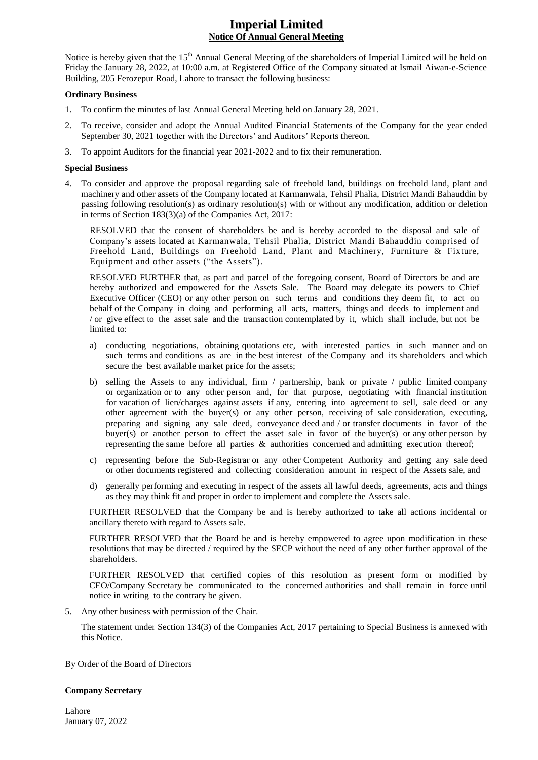# Imperial Limited

## Notice Of Annual General Meeting

Notice is hereby given that the 15th Annual General Meeting of the shareholders of Imperial Limited will be held on Friday the January 28, 2022, at 10:00 a.m. at Registered Office of the Company situated at Ismail Aiwan-e-Science Building, 205 Ferozepur Road, Lahore to transact the following business:

**Ordinary Business**

1. To confirm the minutes of last Annual General Meeting held on January 28, 2021.
2. To receive, consider and adopt the Annual Audited Financial Statements of the Company for the year ended September 30, 2021 together with the Directors' and Auditors' Reports thereon.
3. To appoint Auditors for the financial year 2021-2022 and to fix their remuneration.

**Special Business**

4. To consider and approve the proposal regarding sale of freehold land, buildings on freehold land, plant and machinery and other assets of the Company located at Karmanwala, Tehsil Phalia, District Mandi Bahauddin by passing following resolution(s) as ordinary resolution(s) with or without any modification, addition or deletion in terms of Section 183(3)(a) of the Companies Act, 2017:

   RESOLVED that the consent of shareholders be and is hereby accorded to the disposal and sale of Company's assets located at Karmanwala, Tehsil Phalia, District Mandi Bahauddin comprised of Freehold Land, Buildings on Freehold Land, Plant and Machinery, Furniture & Fixture, Equipment and other assets ("the Assets").

   RESOLVED FURTHER that, as part and parcel of the foregoing consent, Board of Directors be and are hereby authorized and empowered for the Assets Sale. The Board may delegate its powers to Chief Executive Officer (CEO) or any other person on such terms and conditions they deem fit, to act on behalf of the Company in doing and performing all acts, matters, things and deeds to implement and / or give effect to the asset sale and the transaction contemplated by it, which shall include, but not be limited to:

   a) conducting negotiations, obtaining quotations etc, with interested parties in such manner and on such terms and conditions as are in the best interest of the Company and its shareholders and which secure the best available market price for the assets;

   b) selling the Assets to any individual, firm / partnership, bank or private / public limited company or organization or to any other person and, for that purpose, negotiating with financial institution for vacation of lien/charges against assets if any, entering into agreement to sell, sale deed or any other agreement with the buyer(s) or any other person, receiving of sale consideration, executing, preparing and signing any sale deed, conveyance deed and / or transfer documents in favor of the buyer(s) or another person to effect the asset sale in favor of the buyer(s) or any other person by representing the same before all parties & authorities concerned and admitting execution thereof;

   c) representing before the Sub-Registrar or any other Competent Authority and getting any sale deed or other documents registered and collecting consideration amount in respect of the Assets sale, and

   d) generally performing and executing in respect of the assets all lawful deeds, agreements, acts and things as they may think fit and proper in order to implement and complete the Assets sale.

   FURTHER RESOLVED that the Company be and is hereby authorized to take all actions incidental or ancillary thereto with regard to Assets sale.

   FURTHER RESOLVED that the Board be and is hereby empowered to agree upon modification in these resolutions that may be directed / required by the SECP without the need of any other further approval of the shareholders.

   FURTHER RESOLVED that certified copies of this resolution as present form or modified by CEO/Company Secretary be communicated to the concerned authorities and shall remain in force until notice in writing to the contrary be given.

5. Any other business with permission of the Chair.

   The statement under Section 134(3) of the Companies Act, 2017 pertaining to Special Business is annexed with this Notice.

By Order of the Board of Directors

**Company Secretary**

Lahore
January 07, 2022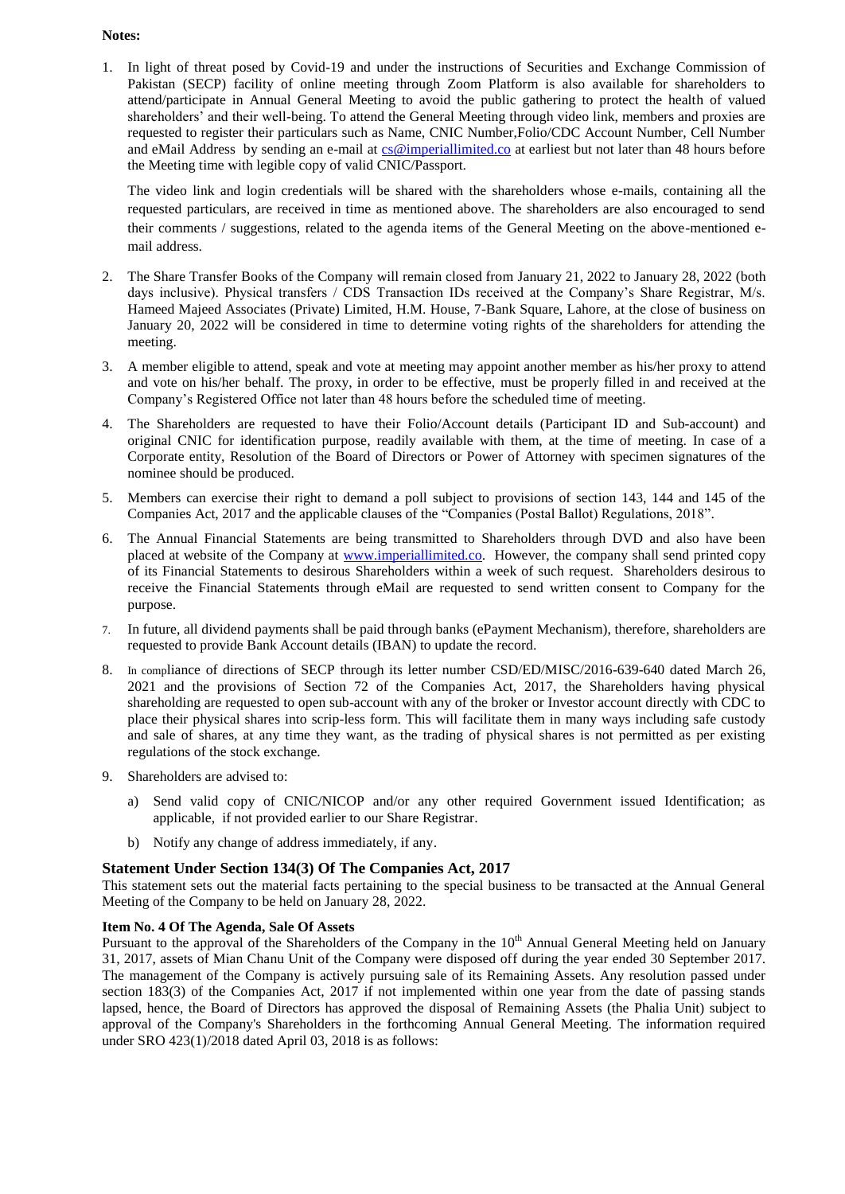**Notes:**

1. In light of threat posed by Covid-19 and under the instructions of Securities and Exchange Commission of Pakistan (SECP) facility of online meeting through Zoom Platform is also available for shareholders to attend/participate in Annual General Meeting to avoid the public gathering to protect the health of valued shareholders' and their well-being. To attend the General Meeting through video link, members and proxies are requested to register their particulars such as Name, CNIC Number,Folio/CDC Account Number, Cell Number and eMail Address by sending an e-mail at cs@imperiallimited.co at earliest but not later than 48 hours before the Meeting time with legible copy of valid CNIC/Passport.

   The video link and login credentials will be shared with the shareholders whose e-mails, containing all the requested particulars, are received in time as mentioned above. The shareholders are also encouraged to send their comments / suggestions, related to the agenda items of the General Meeting on the above-mentioned e-mail address.

2. The Share Transfer Books of the Company will remain closed from January 21, 2022 to January 28, 2022 (both days inclusive). Physical transfers / CDS Transaction IDs received at the Company's Share Registrar, M/s. Hameed Majeed Associates (Private) Limited, H.M. House, 7-Bank Square, Lahore, at the close of business on January 20, 2022 will be considered in time to determine voting rights of the shareholders for attending the meeting.

3. A member eligible to attend, speak and vote at meeting may appoint another member as his/her proxy to attend and vote on his/her behalf. The proxy, in order to be effective, must be properly filled in and received at the Company's Registered Office not later than 48 hours before the scheduled time of meeting.

4. The Shareholders are requested to have their Folio/Account details (Participant ID and Sub-account) and original CNIC for identification purpose, readily available with them, at the time of meeting. In case of a Corporate entity, Resolution of the Board of Directors or Power of Attorney with specimen signatures of the nominee should be produced.

5. Members can exercise their right to demand a poll subject to provisions of section 143, 144 and 145 of the Companies Act, 2017 and the applicable clauses of the "Companies (Postal Ballot) Regulations, 2018".

6. The Annual Financial Statements are being transmitted to Shareholders through DVD and also have been placed at website of the Company at www.imperiallimited.co. However, the company shall send printed copy of its Financial Statements to desirous Shareholders within a week of such request. Shareholders desirous to receive the Financial Statements through eMail are requested to send written consent to Company for the purpose.

7. In future, all dividend payments shall be paid through banks (ePayment Mechanism), therefore, shareholders are requested to provide Bank Account details (IBAN) to update the record.

8. In compliance of directions of SECP through its letter number CSD/ED/MISC/2016-639-640 dated March 26, 2021 and the provisions of Section 72 of the Companies Act, 2017, the Shareholders having physical shareholding are requested to open sub-account with any of the broker or Investor account directly with CDC to place their physical shares into scrip-less form. This will facilitate them in many ways including safe custody and sale of shares, at any time they want, as the trading of physical shares is not permitted as per existing regulations of the stock exchange.

9. Shareholders are advised to:

   a) Send valid copy of CNIC/NICOP and/or any other required Government issued Identification; as applicable, if not provided earlier to our Share Registrar.

   b) Notify any change of address immediately, if any.

## Statement Under Section 134(3) Of The Companies Act, 2017

This statement sets out the material facts pertaining to the special business to be transacted at the Annual General Meeting of the Company to be held on January 28, 2022.

### Item No. 4 Of The Agenda, Sale Of Assets

Pursuant to the approval of the Shareholders of the Company in the 10th Annual General Meeting held on January 31, 2017, assets of Mian Chanu Unit of the Company were disposed off during the year ended 30 September 2017. The management of the Company is actively pursuing sale of its Remaining Assets. Any resolution passed under section 183(3) of the Companies Act, 2017 if not implemented within one year from the date of passing stands lapsed, hence, the Board of Directors has approved the disposal of Remaining Assets (the Phalia Unit) subject to approval of the Company's Shareholders in the forthcoming Annual General Meeting. The information required under SRO 423(1)/2018 dated April 03, 2018 is as follows: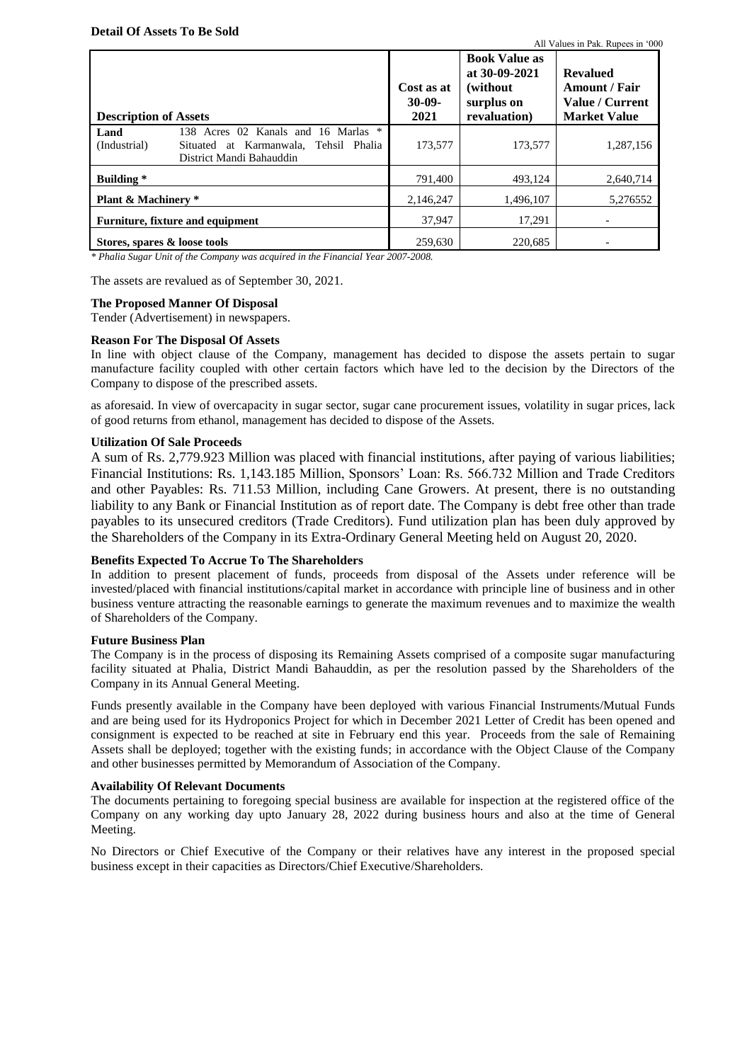**Detail Of Assets To Be Sold**

All Values in Pak. Rupees in '000

| Description of Assets | | Cost as at 30-09-2021 | Book Value as at 30-09-2021 (without surplus on revaluation) | Revalued Amount / Fair Value / Current Market Value |
|---|---|---|---|---|
| Land (Industrial) | 138 Acres 02 Kanals and 16 Marlas * Situated at Karmanwala, Tehsil Phalia District Mandi Bahauddin | 173,577 | 173,577 | 1,287,156 |
| **Building *** | | 791,400 | 493,124 | 2,640,714 |
| **Plant & Machinery *** | | 2,146,247 | 1,496,107 | 5,276552 |
| **Furniture, fixture and equipment** | | 37,947 | 17,291 | - |
| **Stores, spares & loose tools** | | 259,630 | 220,685 | - |

*\* Phalia Sugar Unit of the Company was acquired in the Financial Year 2007-2008.*

The assets are revalued as of September 30, 2021.

**The Proposed Manner Of Disposal**

Tender (Advertisement) in newspapers.

**Reason For The Disposal Of Assets**

In line with object clause of the Company, management has decided to dispose the assets pertain to sugar manufacture facility coupled with other certain factors which have led to the decision by the Directors of the Company to dispose of the prescribed assets.

as aforesaid. In view of overcapacity in sugar sector, sugar cane procurement issues, volatility in sugar prices, lack of good returns from ethanol, management has decided to dispose of the Assets.

**Utilization Of Sale Proceeds**

A sum of Rs. 2,779.923 Million was placed with financial institutions, after paying of various liabilities; Financial Institutions: Rs. 1,143.185 Million, Sponsors' Loan: Rs. 566.732 Million and Trade Creditors and other Payables: Rs. 711.53 Million, including Cane Growers. At present, there is no outstanding liability to any Bank or Financial Institution as of report date. The Company is debt free other than trade payables to its unsecured creditors (Trade Creditors). Fund utilization plan has been duly approved by the Shareholders of the Company in its Extra-Ordinary General Meeting held on August 20, 2020.

**Benefits Expected To Accrue To The Shareholders**

In addition to present placement of funds, proceeds from disposal of the Assets under reference will be invested/placed with financial institutions/capital market in accordance with principle line of business and in other business venture attracting the reasonable earnings to generate the maximum revenues and to maximize the wealth of Shareholders of the Company.

**Future Business Plan**

The Company is in the process of disposing its Remaining Assets comprised of a composite sugar manufacturing facility situated at Phalia, District Mandi Bahauddin, as per the resolution passed by the Shareholders of the Company in its Annual General Meeting.

Funds presently available in the Company have been deployed with various Financial Instruments/Mutual Funds and are being used for its Hydroponics Project for which in December 2021 Letter of Credit has been opened and consignment is expected to be reached at site in February end this year. Proceeds from the sale of Remaining Assets shall be deployed; together with the existing funds; in accordance with the Object Clause of the Company and other businesses permitted by Memorandum of Association of the Company.

**Availability Of Relevant Documents**

The documents pertaining to foregoing special business are available for inspection at the registered office of the Company on any working day upto January 28, 2022 during business hours and also at the time of General Meeting.

No Directors or Chief Executive of the Company or their relatives have any interest in the proposed special business except in their capacities as Directors/Chief Executive/Shareholders.